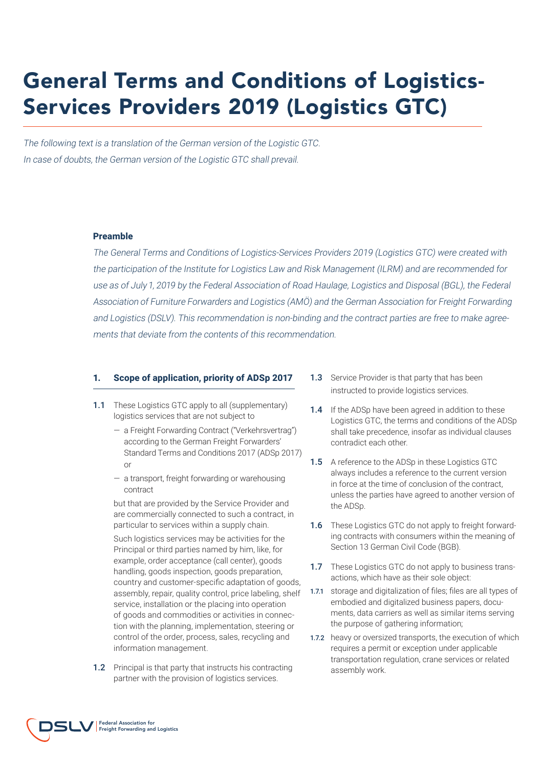# General Terms and Conditions of Logistics-Services Providers 2019 (Logistics GTC)

*The following text is a translation of the German version of the Logistic GTC.*
*In case of doubts, the German version of the Logistic GTC shall prevail.*

**Preamble**

*The General Terms and Conditions of Logistics-Services Providers 2019 (Logistics GTC) were created with the participation of the Institute for Logistics Law and Risk Management (ILRM) and are recommended for use as of July 1, 2019 by the Federal Association of Road Haulage, Logistics and Disposal (BGL), the Federal Association of Furniture Forwarders and Logistics (AMÖ) and the German Association for Freight Forwarding and Logistics (DSLV). This recommendation is non-binding and the contract parties are free to make agreements that deviate from the contents of this recommendation.*

## 1. Scope of application, priority of ADSp 2017

**1.1** These Logistics GTC apply to all (supplementary) logistics services that are not subject to

- a Freight Forwarding Contract ("Verkehrsvertrag") according to the German Freight Forwarders' Standard Terms and Conditions 2017 (ADSp 2017) or
- a transport, freight forwarding or warehousing contract

but that are provided by the Service Provider and are commercially connected to such a contract, in particular to services within a supply chain.

Such logistics services may be activities for the Principal or third parties named by him, like, for example, order acceptance (call center), goods handling, goods inspection, goods preparation, country and customer-specific adaptation of goods, assembly, repair, quality control, price labeling, shelf service, installation or the placing into operation of goods and commodities or activities in connection with the planning, implementation, steering or control of the order, process, sales, recycling and information management.

**1.2** Principal is that party that instructs his contracting partner with the provision of logistics services.

**1.3** Service Provider is that party that has been instructed to provide logistics services.

**1.4** If the ADSp have been agreed in addition to these Logistics GTC, the terms and conditions of the ADSp shall take precedence, insofar as individual clauses contradict each other.

**1.5** A reference to the ADSp in these Logistics GTC always includes a reference to the current version in force at the time of conclusion of the contract, unless the parties have agreed to another version of the ADSp.

**1.6** These Logistics GTC do not apply to freight forwarding contracts with consumers within the meaning of Section 13 German Civil Code (BGB).

**1.7** These Logistics GTC do not apply to business transactions, which have as their sole object:

**1.7.1** storage and digitalization of files; files are all types of embodied and digitalized business papers, documents, data carriers as well as similar items serving the purpose of gathering information;

**1.7.2** heavy or oversized transports, the execution of which requires a permit or exception under applicable transportation regulation, crane services or related assembly work.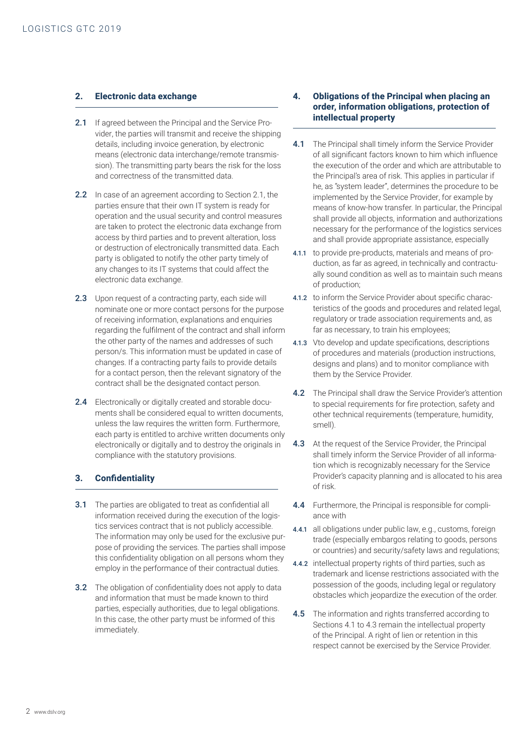## 2. Electronic data exchange

**2.1** If agreed between the Principal and the Service Provider, the parties will transmit and receive the shipping details, including invoice generation, by electronic means (electronic data interchange/remote transmission). The transmitting party bears the risk for the loss and correctness of the transmitted data.

**2.2** In case of an agreement according to Section 2.1, the parties ensure that their own IT system is ready for operation and the usual security and control measures are taken to protect the electronic data exchange from access by third parties and to prevent alteration, loss or destruction of electronically transmitted data. Each party is obligated to notify the other party timely of any changes to its IT systems that could affect the electronic data exchange.

**2.3** Upon request of a contracting party, each side will nominate one or more contact persons for the purpose of receiving information, explanations and enquiries regarding the fulfilment of the contract and shall inform the other party of the names and addresses of such person/s. This information must be updated in case of changes. If a contracting party fails to provide details for a contact person, then the relevant signatory of the contract shall be the designated contact person.

**2.4** Electronically or digitally created and storable documents shall be considered equal to written documents, unless the law requires the written form. Furthermore, each party is entitled to archive written documents only electronically or digitally and to destroy the originals in compliance with the statutory provisions.

## 3. Confidentiality

**3.1** The parties are obligated to treat as confidential all information received during the execution of the logistics services contract that is not publicly accessible. The information may only be used for the exclusive purpose of providing the services. The parties shall impose this confidentiality obligation on all persons whom they employ in the performance of their contractual duties.

**3.2** The obligation of confidentiality does not apply to data and information that must be made known to third parties, especially authorities, due to legal obligations. In this case, the other party must be informed of this immediately.

## 4. Obligations of the Principal when placing an order, information obligations, protection of intellectual property

**4.1** The Principal shall timely inform the Service Provider of all significant factors known to him which influence the execution of the order and which are attributable to the Principal's area of risk. This applies in particular if he, as "system leader", determines the procedure to be implemented by the Service Provider, for example by means of know-how transfer. In particular, the Principal shall provide all objects, information and authorizations necessary for the performance of the logistics services and shall provide appropriate assistance, especially

**4.1.1** to provide pre-products, materials and means of production, as far as agreed, in technically and contractually sound condition as well as to maintain such means of production;

**4.1.2** to inform the Service Provider about specific characteristics of the goods and procedures and related legal, regulatory or trade association requirements and, as far as necessary, to train his employees;

**4.1.3** Vto develop and update specifications, descriptions of procedures and materials (production instructions, designs and plans) and to monitor compliance with them by the Service Provider.

**4.2** The Principal shall draw the Service Provider's attention to special requirements for fire protection, safety and other technical requirements (temperature, humidity, smell).

**4.3** At the request of the Service Provider, the Principal shall timely inform the Service Provider of all information which is recognizably necessary for the Service Provider's capacity planning and is allocated to his area of risk.

**4.4** Furthermore, the Principal is responsible for compliance with

**4.4.1** all obligations under public law, e.g., customs, foreign trade (especially embargos relating to goods, persons or countries) and security/safety laws and regulations;

**4.4.2** intellectual property rights of third parties, such as trademark and license restrictions associated with the possession of the goods, including legal or regulatory obstacles which jeopardize the execution of the order.

**4.5** The information and rights transferred according to Sections 4.1 to 4.3 remain the intellectual property of the Principal. A right of lien or retention in this respect cannot be exercised by the Service Provider.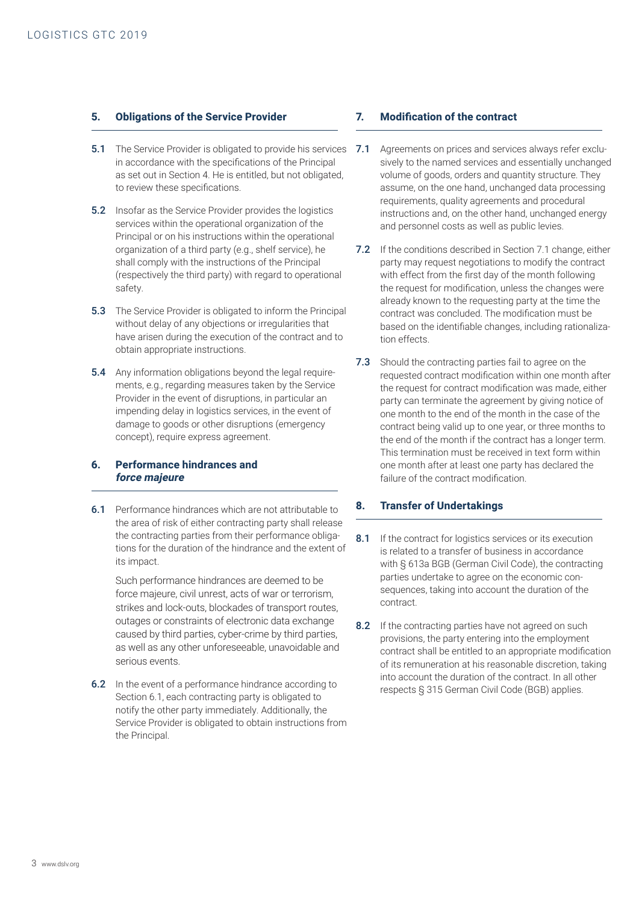## 5. Obligations of the Service Provider

**5.1** The Service Provider is obligated to provide his services in accordance with the specifications of the Principal as set out in Section 4. He is entitled, but not obligated, to review these specifications.

**5.2** Insofar as the Service Provider provides the logistics services within the operational organization of the Principal or on his instructions within the operational organization of a third party (e.g., shelf service), he shall comply with the instructions of the Principal (respectively the third party) with regard to operational safety.

**5.3** The Service Provider is obligated to inform the Principal without delay of any objections or irregularities that have arisen during the execution of the contract and to obtain appropriate instructions.

**5.4** Any information obligations beyond the legal requirements, e.g., regarding measures taken by the Service Provider in the event of disruptions, in particular an impending delay in logistics services, in the event of damage to goods or other disruptions (emergency concept), require express agreement.

## 6. Performance hindrances and *force majeure*

**6.1** Performance hindrances which are not attributable to the area of risk of either contracting party shall release the contracting parties from their performance obligations for the duration of the hindrance and the extent of its impact.

Such performance hindrances are deemed to be force majeure, civil unrest, acts of war or terrorism, strikes and lock-outs, blockades of transport routes, outages or constraints of electronic data exchange caused by third parties, cyber-crime by third parties, as well as any other unforeseeable, unavoidable and serious events.

**6.2** In the event of a performance hindrance according to Section 6.1, each contracting party is obligated to notify the other party immediately. Additionally, the Service Provider is obligated to obtain instructions from the Principal.

## 7. Modification of the contract

**7.1** Agreements on prices and services always refer exclusively to the named services and essentially unchanged volume of goods, orders and quantity structure. They assume, on the one hand, unchanged data processing requirements, quality agreements and procedural instructions and, on the other hand, unchanged energy and personnel costs as well as public levies.

**7.2** If the conditions described in Section 7.1 change, either party may request negotiations to modify the contract with effect from the first day of the month following the request for modification, unless the changes were already known to the requesting party at the time the contract was concluded. The modification must be based on the identifiable changes, including rationalization effects.

**7.3** Should the contracting parties fail to agree on the requested contract modification within one month after the request for contract modification was made, either party can terminate the agreement by giving notice of one month to the end of the month in the case of the contract being valid up to one year, or three months to the end of the month if the contract has a longer term. This termination must be received in text form within one month after at least one party has declared the failure of the contract modification.

## 8. Transfer of Undertakings

**8.1** If the contract for logistics services or its execution is related to a transfer of business in accordance with § 613a BGB (German Civil Code), the contracting parties undertake to agree on the economic consequences, taking into account the duration of the contract.

**8.2** If the contracting parties have not agreed on such provisions, the party entering into the employment contract shall be entitled to an appropriate modification of its remuneration at his reasonable discretion, taking into account the duration of the contract. In all other respects § 315 German Civil Code (BGB) applies.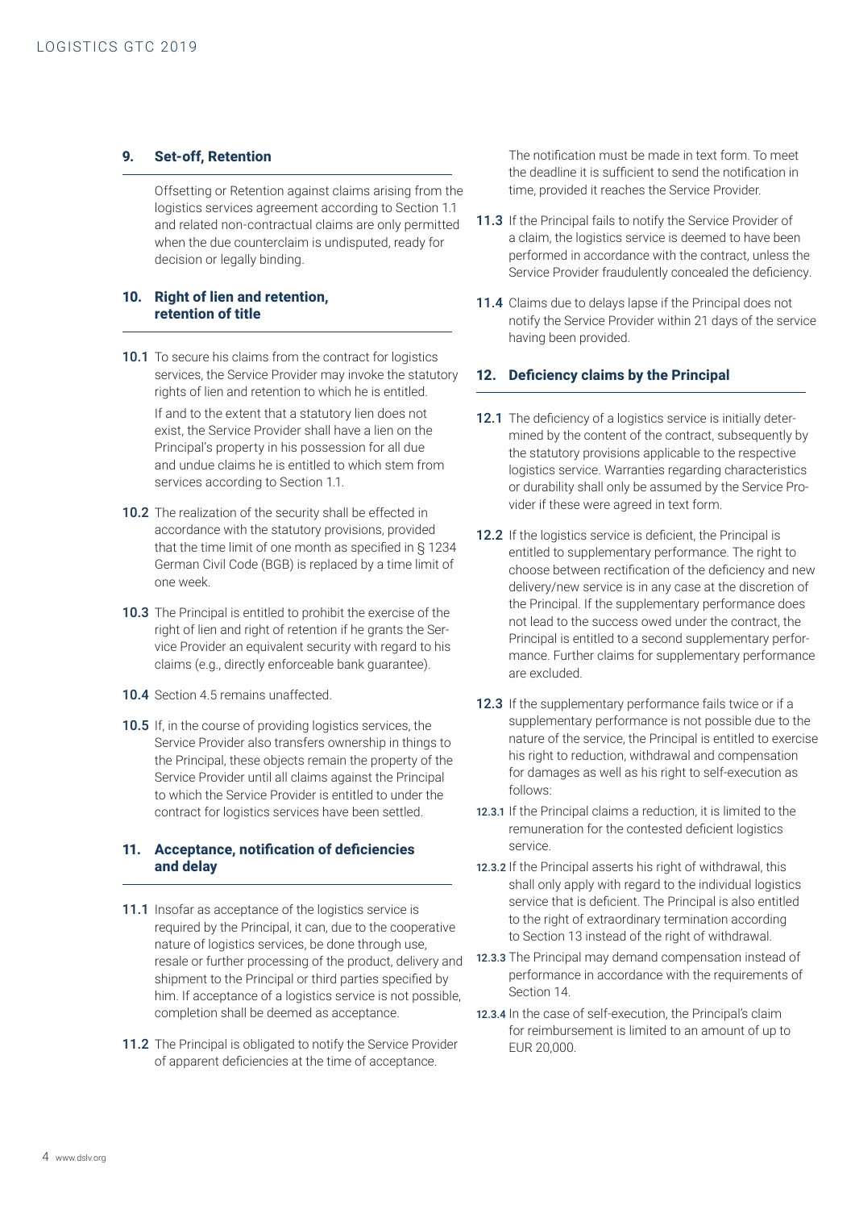## 9. Set-off, Retention

Offsetting or Retention against claims arising from the logistics services agreement according to Section 1.1 and related non-contractual claims are only permitted when the due counterclaim is undisputed, ready for decision or legally binding.

## 10. Right of lien and retention, retention of title

**10.1** To secure his claims from the contract for logistics services, the Service Provider may invoke the statutory rights of lien and retention to which he is entitled.

If and to the extent that a statutory lien does not exist, the Service Provider shall have a lien on the Principal's property in his possession for all due and undue claims he is entitled to which stem from services according to Section 1.1.

**10.2** The realization of the security shall be effected in accordance with the statutory provisions, provided that the time limit of one month as specified in § 1234 German Civil Code (BGB) is replaced by a time limit of one week.

**10.3** The Principal is entitled to prohibit the exercise of the right of lien and right of retention if he grants the Service Provider an equivalent security with regard to his claims (e.g., directly enforceable bank guarantee).

**10.4** Section 4.5 remains unaffected.

**10.5** If, in the course of providing logistics services, the Service Provider also transfers ownership in things to the Principal, these objects remain the property of the Service Provider until all claims against the Principal to which the Service Provider is entitled to under the contract for logistics services have been settled.

## 11. Acceptance, notification of deficiencies and delay

**11.1** Insofar as acceptance of the logistics service is required by the Principal, it can, due to the cooperative nature of logistics services, be done through use, resale or further processing of the product, delivery and shipment to the Principal or third parties specified by him. If acceptance of a logistics service is not possible, completion shall be deemed as acceptance.

**11.2** The Principal is obligated to notify the Service Provider of apparent deficiencies at the time of acceptance.

The notification must be made in text form. To meet the deadline it is sufficient to send the notification in time, provided it reaches the Service Provider.

**11.3** If the Principal fails to notify the Service Provider of a claim, the logistics service is deemed to have been performed in accordance with the contract, unless the Service Provider fraudulently concealed the deficiency.

**11.4** Claims due to delays lapse if the Principal does not notify the Service Provider within 21 days of the service having been provided.

## 12. Deficiency claims by the Principal

**12.1** The deficiency of a logistics service is initially determined by the content of the contract, subsequently by the statutory provisions applicable to the respective logistics service. Warranties regarding characteristics or durability shall only be assumed by the Service Provider if these were agreed in text form.

**12.2** If the logistics service is deficient, the Principal is entitled to supplementary performance. The right to choose between rectification of the deficiency and new delivery/new service is in any case at the discretion of the Principal. If the supplementary performance does not lead to the success owed under the contract, the Principal is entitled to a second supplementary performance. Further claims for supplementary performance are excluded.

**12.3** If the supplementary performance fails twice or if a supplementary performance is not possible due to the nature of the service, the Principal is entitled to exercise his right to reduction, withdrawal and compensation for damages as well as his right to self-execution as follows:

**12.3.1** If the Principal claims a reduction, it is limited to the remuneration for the contested deficient logistics service.

**12.3.2** If the Principal asserts his right of withdrawal, this shall only apply with regard to the individual logistics service that is deficient. The Principal is also entitled to the right of extraordinary termination according to Section 13 instead of the right of withdrawal.

**12.3.3** The Principal may demand compensation instead of performance in accordance with the requirements of Section 14.

**12.3.4** In the case of self-execution, the Principal's claim for reimbursement is limited to an amount of up to EUR 20,000.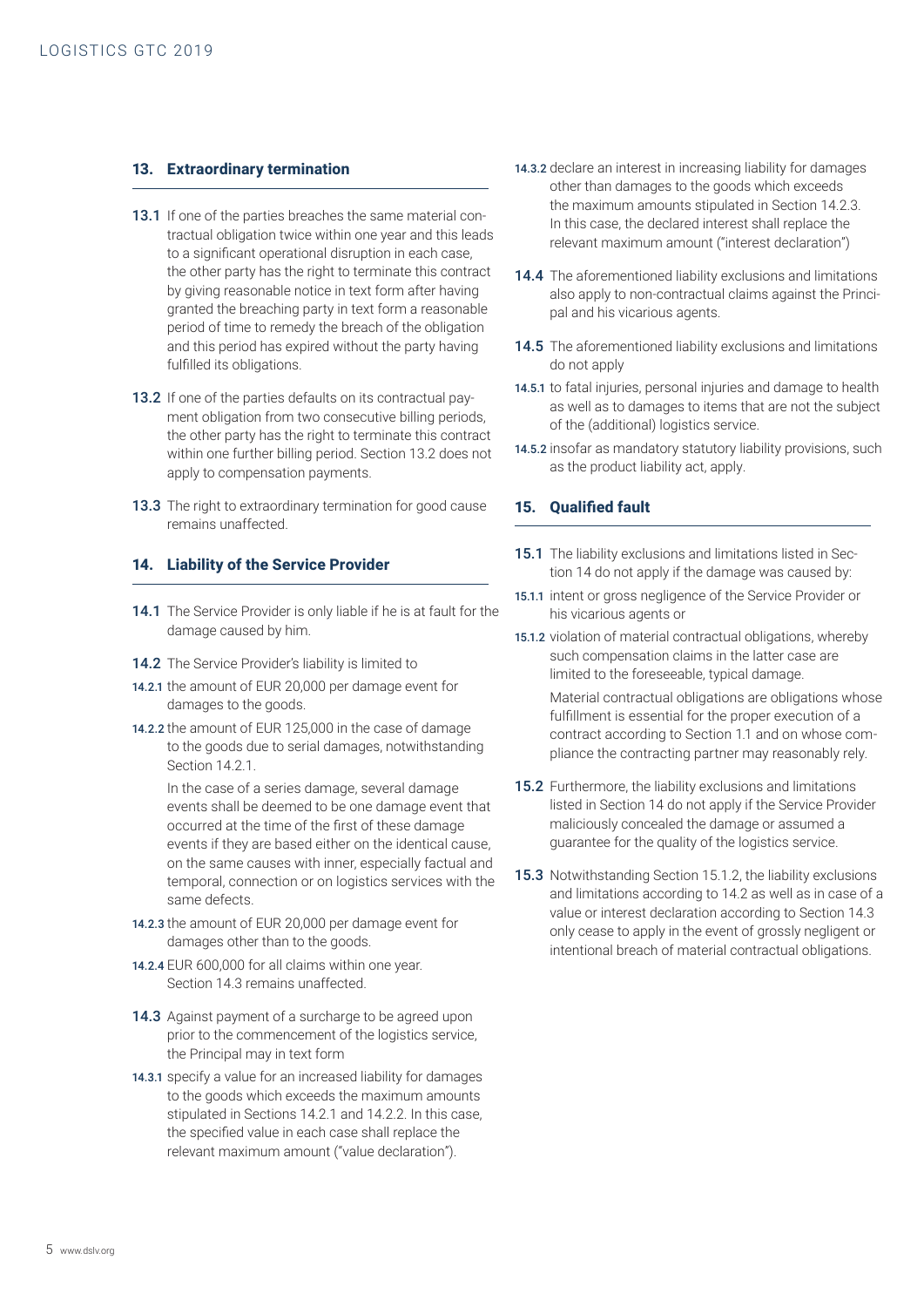## 13. Extraordinary termination

**13.1** If one of the parties breaches the same material contractual obligation twice within one year and this leads to a significant operational disruption in each case, the other party has the right to terminate this contract by giving reasonable notice in text form after having granted the breaching party in text form a reasonable period of time to remedy the breach of the obligation and this period has expired without the party having fulfilled its obligations.

**13.2** If one of the parties defaults on its contractual payment obligation from two consecutive billing periods, the other party has the right to terminate this contract within one further billing period. Section 13.2 does not apply to compensation payments.

**13.3** The right to extraordinary termination for good cause remains unaffected.

## 14. Liability of the Service Provider

**14.1** The Service Provider is only liable if he is at fault for the damage caused by him.

**14.2** The Service Provider's liability is limited to

**14.2.1** the amount of EUR 20,000 per damage event for damages to the goods.

**14.2.2** the amount of EUR 125,000 in the case of damage to the goods due to serial damages, notwithstanding Section 14.2.1.

In the case of a series damage, several damage events shall be deemed to be one damage event that occurred at the time of the first of these damage events if they are based either on the identical cause, on the same causes with inner, especially factual and temporal, connection or on logistics services with the same defects.

**14.2.3** the amount of EUR 20,000 per damage event for damages other than to the goods.

**14.2.4** EUR 600,000 for all claims within one year. Section 14.3 remains unaffected.

**14.3** Against payment of a surcharge to be agreed upon prior to the commencement of the logistics service, the Principal may in text form

**14.3.1** specify a value for an increased liability for damages to the goods which exceeds the maximum amounts stipulated in Sections 14.2.1 and 14.2.2. In this case, the specified value in each case shall replace the relevant maximum amount ("value declaration").

**14.3.2** declare an interest in increasing liability for damages other than damages to the goods which exceeds the maximum amounts stipulated in Section 14.2.3. In this case, the declared interest shall replace the relevant maximum amount ("interest declaration")

**14.4** The aforementioned liability exclusions and limitations also apply to non-contractual claims against the Principal and his vicarious agents.

**14.5** The aforementioned liability exclusions and limitations do not apply

**14.5.1** to fatal injuries, personal injuries and damage to health as well as to damages to items that are not the subject of the (additional) logistics service.

**14.5.2** insofar as mandatory statutory liability provisions, such as the product liability act, apply.

## 15. Qualified fault

**15.1** The liability exclusions and limitations listed in Section 14 do not apply if the damage was caused by:

**15.1.1** intent or gross negligence of the Service Provider or his vicarious agents or

**15.1.2** violation of material contractual obligations, whereby such compensation claims in the latter case are limited to the foreseeable, typical damage.

Material contractual obligations are obligations whose fulfillment is essential for the proper execution of a contract according to Section 1.1 and on whose compliance the contracting partner may reasonably rely.

**15.2** Furthermore, the liability exclusions and limitations listed in Section 14 do not apply if the Service Provider maliciously concealed the damage or assumed a guarantee for the quality of the logistics service.

**15.3** Notwithstanding Section 15.1.2, the liability exclusions and limitations according to 14.2 as well as in case of a value or interest declaration according to Section 14.3 only cease to apply in the event of grossly negligent or intentional breach of material contractual obligations.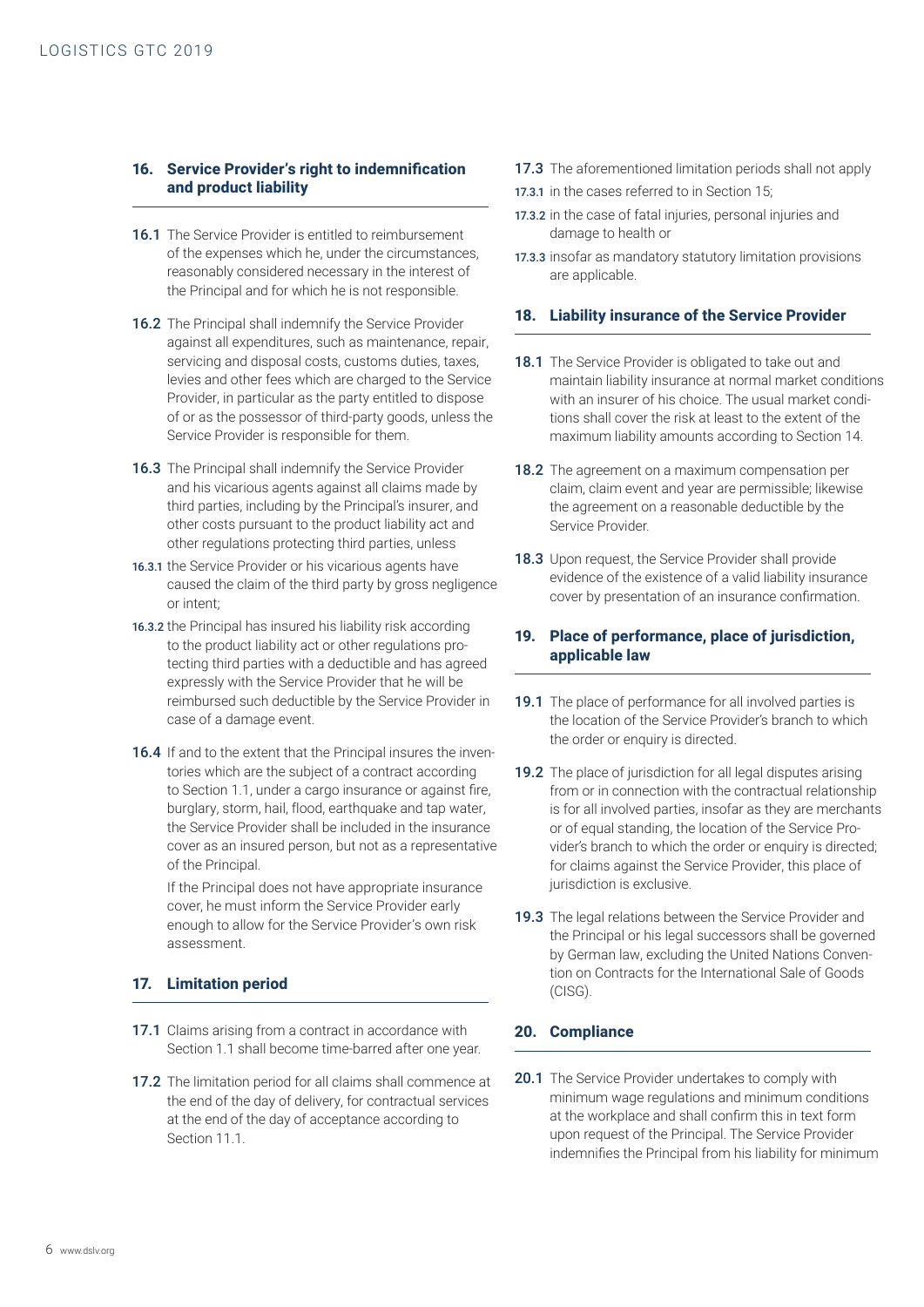## 16. Service Provider's right to indemnification and product liability

**16.1** The Service Provider is entitled to reimbursement of the expenses which he, under the circumstances, reasonably considered necessary in the interest of the Principal and for which he is not responsible.

**16.2** The Principal shall indemnify the Service Provider against all expenditures, such as maintenance, repair, servicing and disposal costs, customs duties, taxes, levies and other fees which are charged to the Service Provider, in particular as the party entitled to dispose of or as the possessor of third-party goods, unless the Service Provider is responsible for them.

**16.3** The Principal shall indemnify the Service Provider and his vicarious agents against all claims made by third parties, including by the Principal's insurer, and other costs pursuant to the product liability act and other regulations protecting third parties, unless

**16.3.1** the Service Provider or his vicarious agents have caused the claim of the third party by gross negligence or intent;

**16.3.2** the Principal has insured his liability risk according to the product liability act or other regulations protecting third parties with a deductible and has agreed expressly with the Service Provider that he will be reimbursed such deductible by the Service Provider in case of a damage event.

**16.4** If and to the extent that the Principal insures the inventories which are the subject of a contract according to Section 1.1, under a cargo insurance or against fire, burglary, storm, hail, flood, earthquake and tap water, the Service Provider shall be included in the insurance cover as an insured person, but not as a representative of the Principal.

If the Principal does not have appropriate insurance cover, he must inform the Service Provider early enough to allow for the Service Provider's own risk assessment.

## 17. Limitation period

**17.1** Claims arising from a contract in accordance with Section 1.1 shall become time-barred after one year.

**17.2** The limitation period for all claims shall commence at the end of the day of delivery, for contractual services at the end of the day of acceptance according to Section 11.1.

**17.3** The aforementioned limitation periods shall not apply

**17.3.1** in the cases referred to in Section 15;

**17.3.2** in the case of fatal injuries, personal injuries and damage to health or

**17.3.3** insofar as mandatory statutory limitation provisions are applicable.

## 18. Liability insurance of the Service Provider

**18.1** The Service Provider is obligated to take out and maintain liability insurance at normal market conditions with an insurer of his choice. The usual market conditions shall cover the risk at least to the extent of the maximum liability amounts according to Section 14.

**18.2** The agreement on a maximum compensation per claim, claim event and year are permissible; likewise the agreement on a reasonable deductible by the Service Provider.

**18.3** Upon request, the Service Provider shall provide evidence of the existence of a valid liability insurance cover by presentation of an insurance confirmation.

## 19. Place of performance, place of jurisdiction, applicable law

**19.1** The place of performance for all involved parties is the location of the Service Provider's branch to which the order or enquiry is directed.

**19.2** The place of jurisdiction for all legal disputes arising from or in connection with the contractual relationship is for all involved parties, insofar as they are merchants or of equal standing, the location of the Service Provider's branch to which the order or enquiry is directed; for claims against the Service Provider, this place of jurisdiction is exclusive.

**19.3** The legal relations between the Service Provider and the Principal or his legal successors shall be governed by German law, excluding the United Nations Convention on Contracts for the International Sale of Goods (CISG).

## 20. Compliance

**20.1** The Service Provider undertakes to comply with minimum wage regulations and minimum conditions at the workplace and shall confirm this in text form upon request of the Principal. The Service Provider indemnifies the Principal from his liability for minimum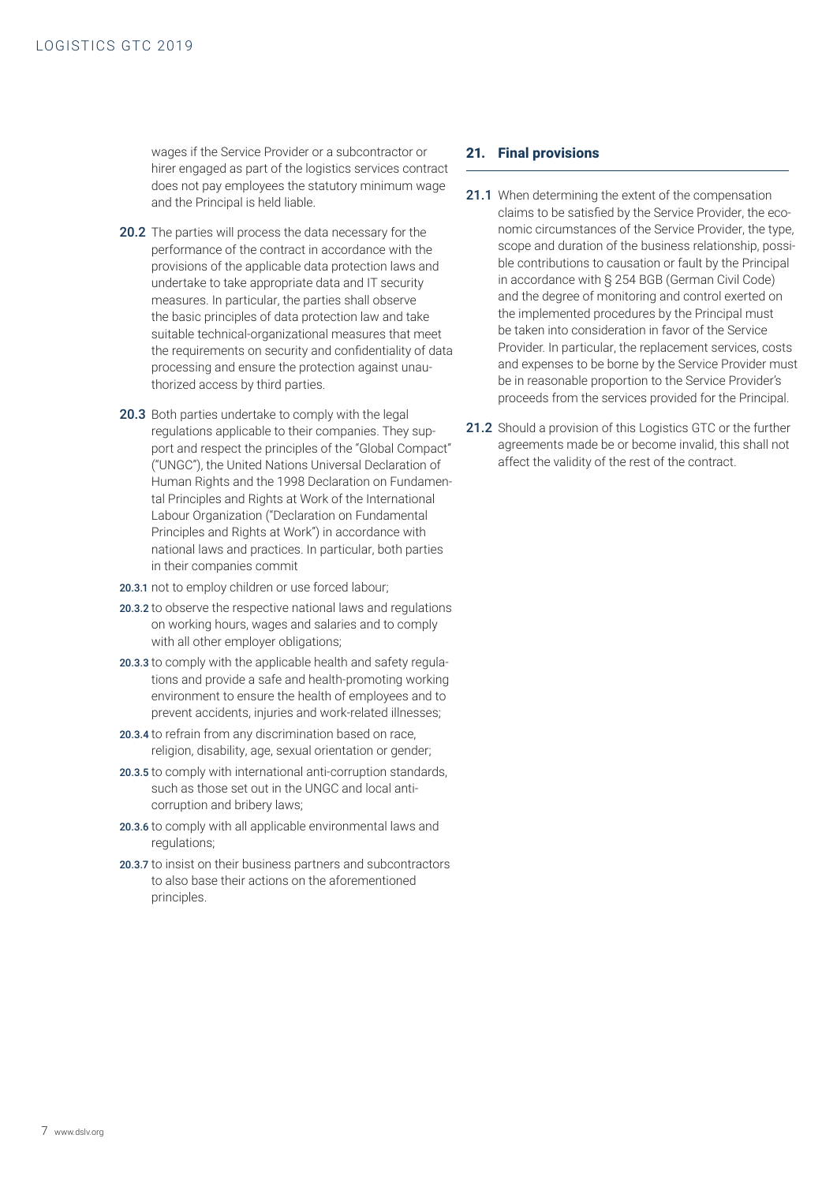wages if the Service Provider or a subcontractor or hirer engaged as part of the logistics services contract does not pay employees the statutory minimum wage and the Principal is held liable.

**20.2** The parties will process the data necessary for the performance of the contract in accordance with the provisions of the applicable data protection laws and undertake to take appropriate data and IT security measures. In particular, the parties shall observe the basic principles of data protection law and take suitable technical-organizational measures that meet the requirements on security and confidentiality of data processing and ensure the protection against unauthorized access by third parties.

**20.3** Both parties undertake to comply with the legal regulations applicable to their companies. They support and respect the principles of the "Global Compact" ("UNGC"), the United Nations Universal Declaration of Human Rights and the 1998 Declaration on Fundamental Principles and Rights at Work of the International Labour Organization ("Declaration on Fundamental Principles and Rights at Work") in accordance with national laws and practices. In particular, both parties in their companies commit

**20.3.1** not to employ children or use forced labour;

**20.3.2** to observe the respective national laws and regulations on working hours, wages and salaries and to comply with all other employer obligations;

**20.3.3** to comply with the applicable health and safety regulations and provide a safe and health-promoting working environment to ensure the health of employees and to prevent accidents, injuries and work-related illnesses;

**20.3.4** to refrain from any discrimination based on race, religion, disability, age, sexual orientation or gender;

**20.3.5** to comply with international anti-corruption standards, such as those set out in the UNGC and local anti-corruption and bribery laws;

**20.3.6** to comply with all applicable environmental laws and regulations;

**20.3.7** to insist on their business partners and subcontractors to also base their actions on the aforementioned principles.

## 21. Final provisions

**21.1** When determining the extent of the compensation claims to be satisfied by the Service Provider, the economic circumstances of the Service Provider, the type, scope and duration of the business relationship, possible contributions to causation or fault by the Principal in accordance with § 254 BGB (German Civil Code) and the degree of monitoring and control exerted on the implemented procedures by the Principal must be taken into consideration in favor of the Service Provider. In particular, the replacement services, costs and expenses to be borne by the Service Provider must be in reasonable proportion to the Service Provider's proceeds from the services provided for the Principal.

**21.2** Should a provision of this Logistics GTC or the further agreements made be or become invalid, this shall not affect the validity of the rest of the contract.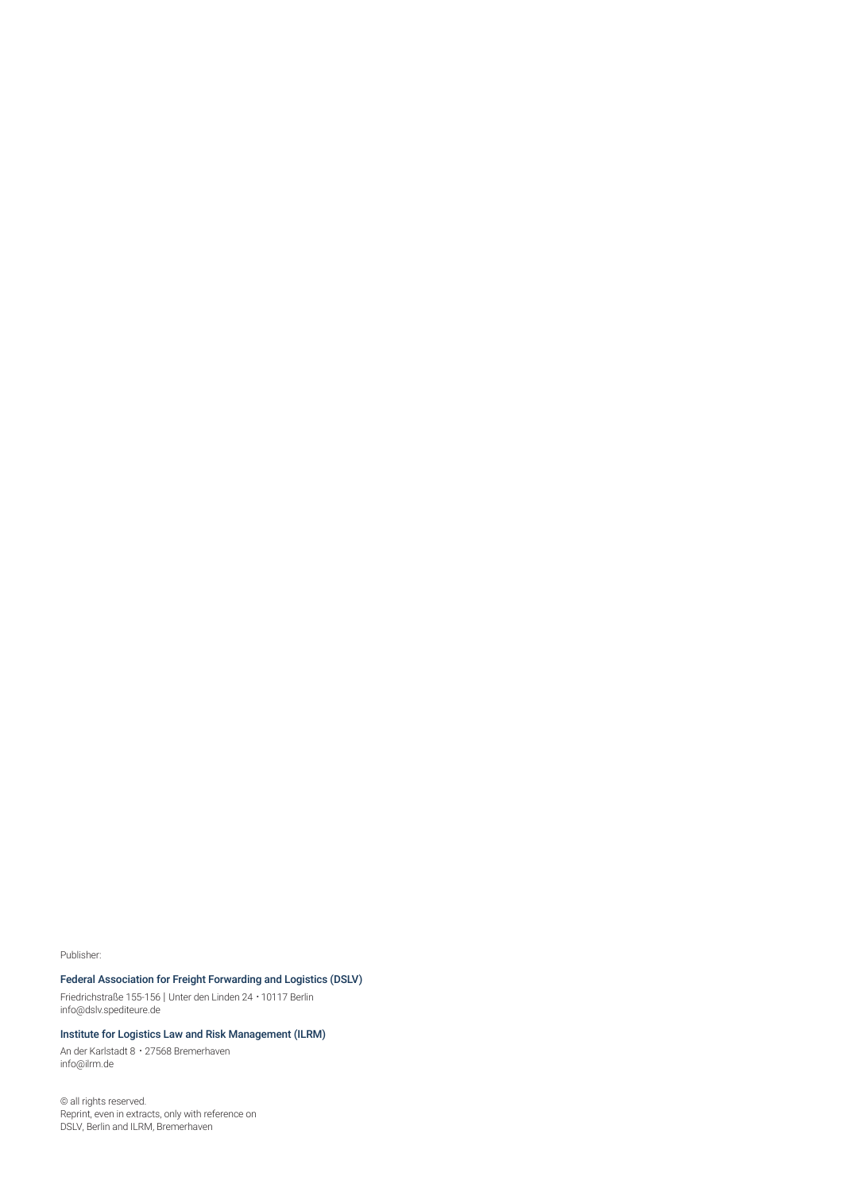Publisher:

**Federal Association for Freight Forwarding and Logistics (DSLV)**

Friedrichstraße 155-156 | Unter den Linden 24 • 10117 Berlin
info@dslv.spediteure.de

**Institute for Logistics Law and Risk Management (ILRM)**

An der Karlstadt 8 • 27568 Bremerhaven
info@ilrm.de

© all rights reserved.
Reprint, even in extracts, only with reference on
DSLV, Berlin and ILRM, Bremerhaven